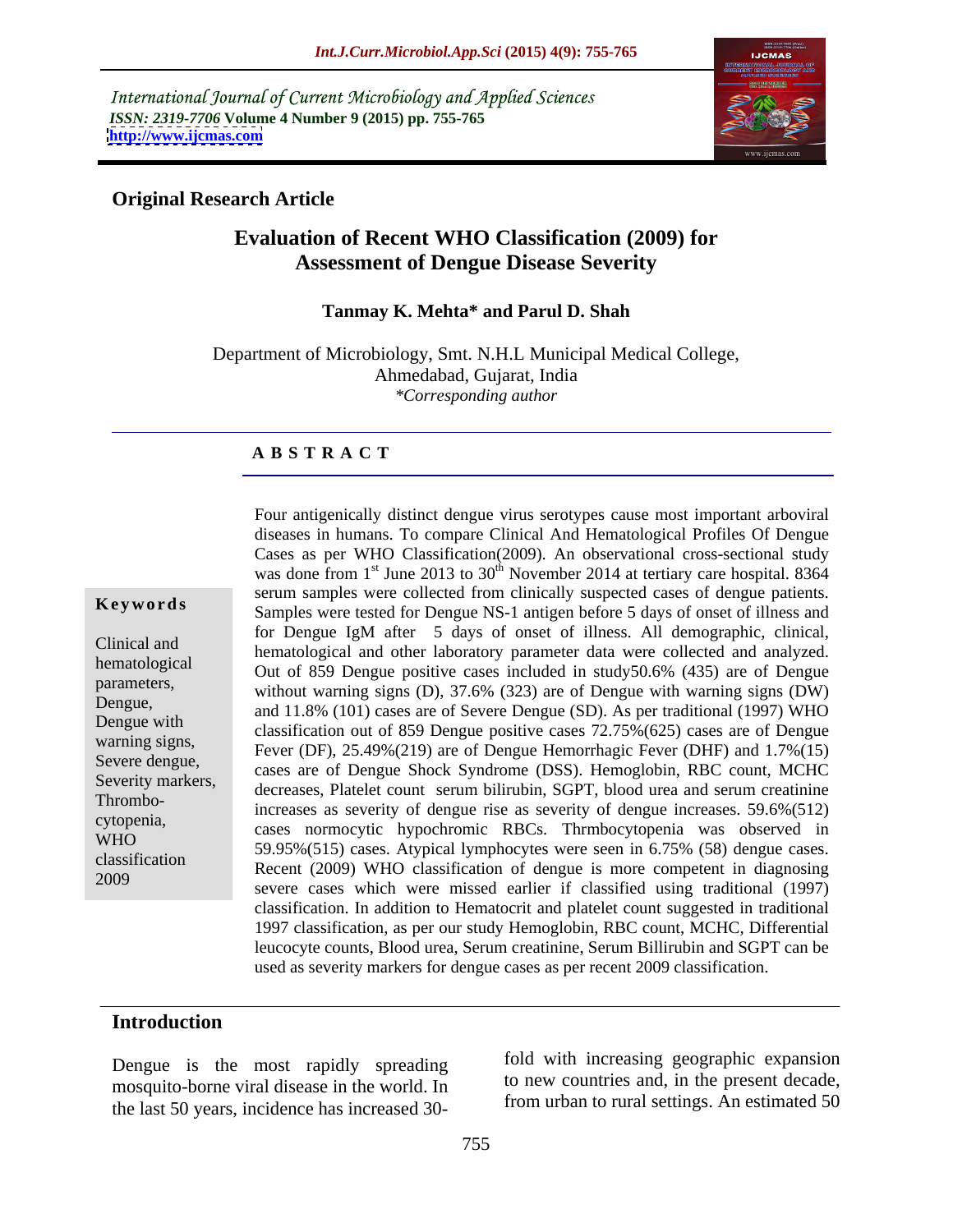International Journal of Current Microbiology and Applied Sciences
*ISSN: 2319-7706* **Volume 4 Number 9 (2015) pp. 755-765**
**http://www.ijcmas.com**

**Original Research Article**

# Evaluation of Recent WHO Classification (2009) for Assessment of Dengue Disease Severity

**Tanmay K. Mehta\* and Parul D. Shah**

Department of Microbiology, Smt. N.H.L Municipal Medical College, Ahmedabad, Gujarat, India
*\*Corresponding author*

## ABSTRACT

**Keywords**

Clinical and hematological parameters, Dengue, Dengue with warning signs, Severe dengue, Severity markers, Thrombo-cytopenia, WHO classification 2009

Four antigenically distinct dengue virus serotypes cause most important arboviral diseases in humans. To compare Clinical And Hematological Profiles Of Dengue Cases as per WHO Classification(2009). An observational cross-sectional study was done from 1st June 2013 to 30th November 2014 at tertiary care hospital. 8364 serum samples were collected from clinically suspected cases of dengue patients. Samples were tested for Dengue NS-1 antigen before 5 days of onset of illness and for Dengue IgM after 5 days of onset of illness. All demographic, clinical, hematological and other laboratory parameter data were collected and analyzed. Out of 859 Dengue positive cases included in study50.6% (435) are of Dengue without warning signs (D), 37.6% (323) are of Dengue with warning signs (DW) and 11.8% (101) cases are of Severe Dengue (SD). As per traditional (1997) WHO classification out of 859 Dengue positive cases 72.75%(625) cases are of Dengue Fever (DF), 25.49%(219) are of Dengue Hemorrhagic Fever (DHF) and 1.7%(15) cases are of Dengue Shock Syndrome (DSS). Hemoglobin, RBC count, MCHC decreases, Platelet count serum bilirubin, SGPT, blood urea and serum creatinine increases as severity of dengue rise as severity of dengue increases. 59.6%(512) cases normocytic hypochromic RBCs. Thrmbocytopenia was observed in 59.95%(515) cases. Atypical lymphocytes were seen in 6.75% (58) dengue cases. Recent (2009) WHO classification of dengue is more competent in diagnosing severe cases which were missed earlier if classified using traditional (1997) classification. In addition to Hematocrit and platelet count suggested in traditional 1997 classification, as per our study Hemoglobin, RBC count, MCHC, Differential leucocyte counts, Blood urea, Serum creatinine, Serum Billirubin and SGPT can be used as severity markers for dengue cases as per recent 2009 classification.

## Introduction

Dengue is the most rapidly spreading mosquito-borne viral disease in the world. In the last 50 years, incidence has increased 30-fold with increasing geographic expansion to new countries and, in the present decade, from urban to rural settings. An estimated 50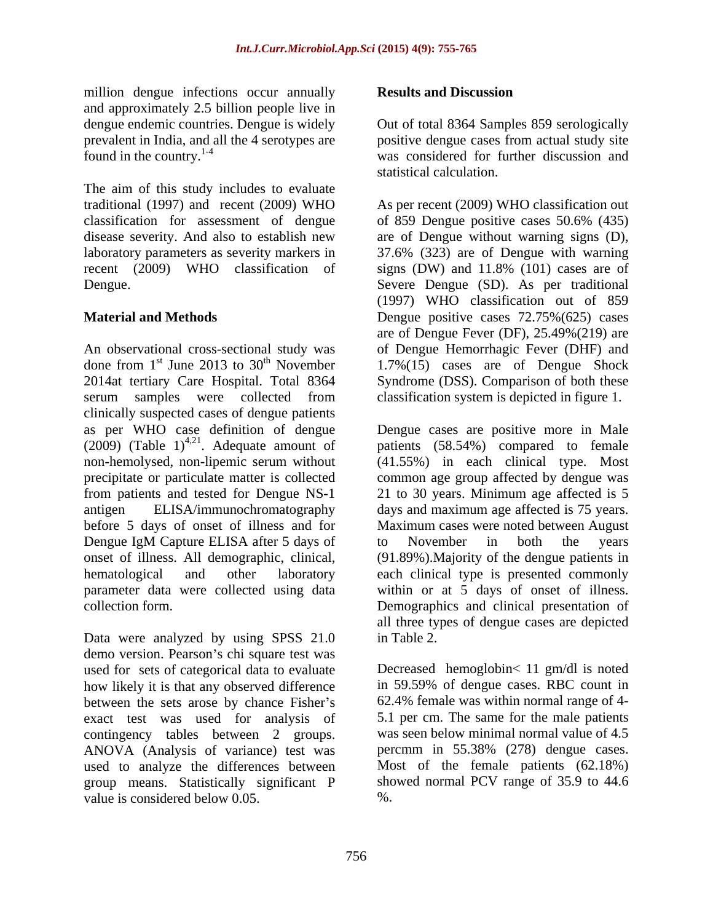million dengue infections occur annually and approximately 2.5 billion people live in dengue endemic countries. Dengue is widely prevalent in India, and all the 4 serotypes are found in the country.[1-4]

The aim of this study includes to evaluate traditional (1997) and recent (2009) WHO classification for assessment of dengue disease severity. And also to establish new laboratory parameters as severity markers in recent (2009) WHO classification of Dengue.

## Material and Methods

An observational cross-sectional study was done from 1st June 2013 to 30th November 2014at tertiary Care Hospital. Total 8364 serum samples were collected from clinically suspected cases of dengue patients as per WHO case definition of dengue (2009) (Table 1)[4,21]. Adequate amount of non-hemolysed, non-lipemic serum without precipitate or particulate matter is collected from patients and tested for Dengue NS-1 antigen ELISA/immunochromatography before 5 days of onset of illness and for Dengue IgM Capture ELISA after 5 days of onset of illness. All demographic, clinical, hematological and other laboratory parameter data were collected using data collection form.

Data were analyzed by using SPSS 21.0 demo version. Pearson's chi square test was used for sets of categorical data to evaluate how likely it is that any observed difference between the sets arose by chance Fisher's exact test was used for analysis of contingency tables between 2 groups. ANOVA (Analysis of variance) test was used to analyze the differences between group means. Statistically significant P value is considered below 0.05.

## Results and Discussion

Out of total 8364 Samples 859 serologically positive dengue cases from actual study site was considered for further discussion and statistical calculation.

As per recent (2009) WHO classification out of 859 Dengue positive cases 50.6% (435) are of Dengue without warning signs (D), 37.6% (323) are of Dengue with warning signs (DW) and 11.8% (101) cases are of Severe Dengue (SD). As per traditional (1997) WHO classification out of 859 Dengue positive cases 72.75%(625) cases are of Dengue Fever (DF), 25.49%(219) are of Dengue Hemorrhagic Fever (DHF) and 1.7%(15) cases are of Dengue Shock Syndrome (DSS). Comparison of both these classification system is depicted in figure 1.

Dengue cases are positive more in Male patients (58.54%) compared to female (41.55%) in each clinical type. Most common age group affected by dengue was 21 to 30 years. Minimum age affected is 5 days and maximum age affected is 75 years. Maximum cases were noted between August to November in both the years (91.89%).Majority of the dengue patients in each clinical type is presented commonly within or at 5 days of onset of illness. Demographics and clinical presentation of all three types of dengue cases are depicted in Table 2.

Decreased hemoglobin< 11 gm/dl is noted in 59.59% of dengue cases. RBC count in 62.4% female was within normal range of 4-5.1 per cm. The same for the male patients was seen below minimal normal value of 4.5 percmm in 55.38% (278) dengue cases. Most of the female patients (62.18%) showed normal PCV range of 35.9 to 44.6 %.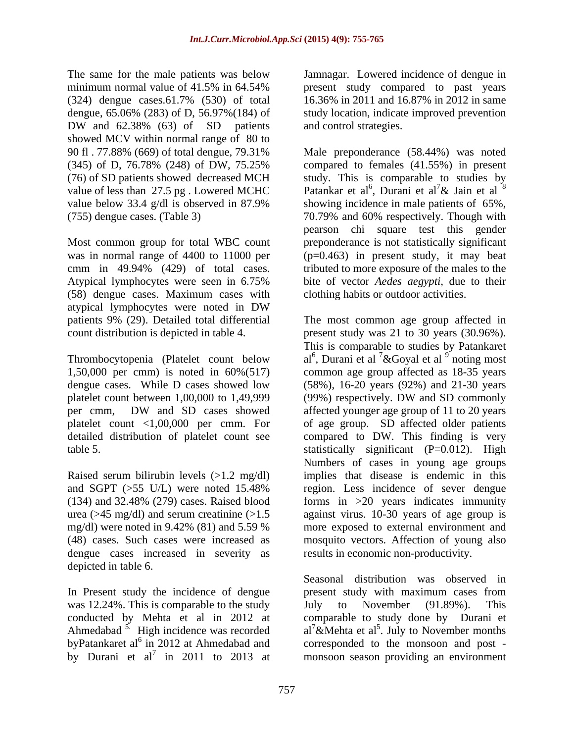The same for the male patients was below minimum normal value of 41.5% in 64.54% (324) dengue cases.61.7% (530) of total dengue, 65.06% (283) of D, 56.97%(184) of DW and 62.38% (63) of SD patients showed MCV within normal range of 80 to 90 fl . 77.88% (669) of total dengue, 79.31% (345) of D, 76.78% (248) of DW, 75.25% (76) of SD patients showed decreased MCH value of less than 27.5 pg . Lowered MCHC value below 33.4 g/dl is observed in 87.9% (755) dengue cases. (Table 3)

Most common group for total WBC count was in normal range of 4400 to 11000 per cmm in 49.94% (429) of total cases. Atypical lymphocytes were seen in 6.75% (58) dengue cases. Maximum cases with atypical lymphocytes were noted in DW patients 9% (29). Detailed total differential count distribution is depicted in table 4.

Thrombocytopenia (Platelet count below 1,50,000 per cmm) is noted in 60%(517) dengue cases. While D cases showed low platelet count between 1,00,000 to 1,49,999 per cmm, DW and SD cases showed platelet count <1,00,000 per cmm. For detailed distribution of platelet count see table 5.

Raised serum bilirubin levels (>1.2 mg/dl) and SGPT (>55 U/L) were noted 15.48% (134) and 32.48% (279) cases. Raised blood urea (>45 mg/dl) and serum creatinine (>1.5 mg/dl) were noted in 9.42% (81) and 5.59 % (48) cases. Such cases were increased as dengue cases increased in severity as depicted in table 6.

In Present study the incidence of dengue was 12.24%. This is comparable to the study conducted by Mehta et al in 2012 at Ahmedabad [5]. High incidence was recorded byPatankaret al[6] in 2012 at Ahmedabad and by Durani et al[7] in 2011 to 2013 at Jamnagar. Lowered incidence of dengue in present study compared to past years 16.36% in 2011 and 16.87% in 2012 in same study location, indicate improved prevention and control strategies.

Male preponderance (58.44%) was noted compared to females (41.55%) in present study. This is comparable to studies by Patankar et al[6], Durani et al[7]& Jain et al [8] showing incidence in male patients of 65%, 70.79% and 60% respectively. Though with pearson chi square test this gender preponderance is not statistically significant (p=0.463) in present study, it may beat tributed to more exposure of the males to the bite of vector *Aedes aegypti*, due to their clothing habits or outdoor activities.

The most common age group affected in present study was 21 to 30 years (30.96%). This is comparable to studies by Patankaret al[6], Durani et al [7]&Goyal et al [9] noting most common age group affected as 18-35 years (58%), 16-20 years (92%) and 21-30 years (99%) respectively. DW and SD commonly affected younger age group of 11 to 20 years of age group. SD affected older patients compared to DW. This finding is very statistically significant (P=0.012). High Numbers of cases in young age groups implies that disease is endemic in this region. Less incidence of sever dengue forms in >20 years indicates immunity against virus. 10-30 years of age group is more exposed to external environment and mosquito vectors. Affection of young also results in economic non-productivity.

Seasonal distribution was observed in present study with maximum cases from July to November (91.89%). This comparable to study done by Durani et al[7]&Mehta et al[5]. July to November months corresponded to the monsoon and post - monsoon season providing an environment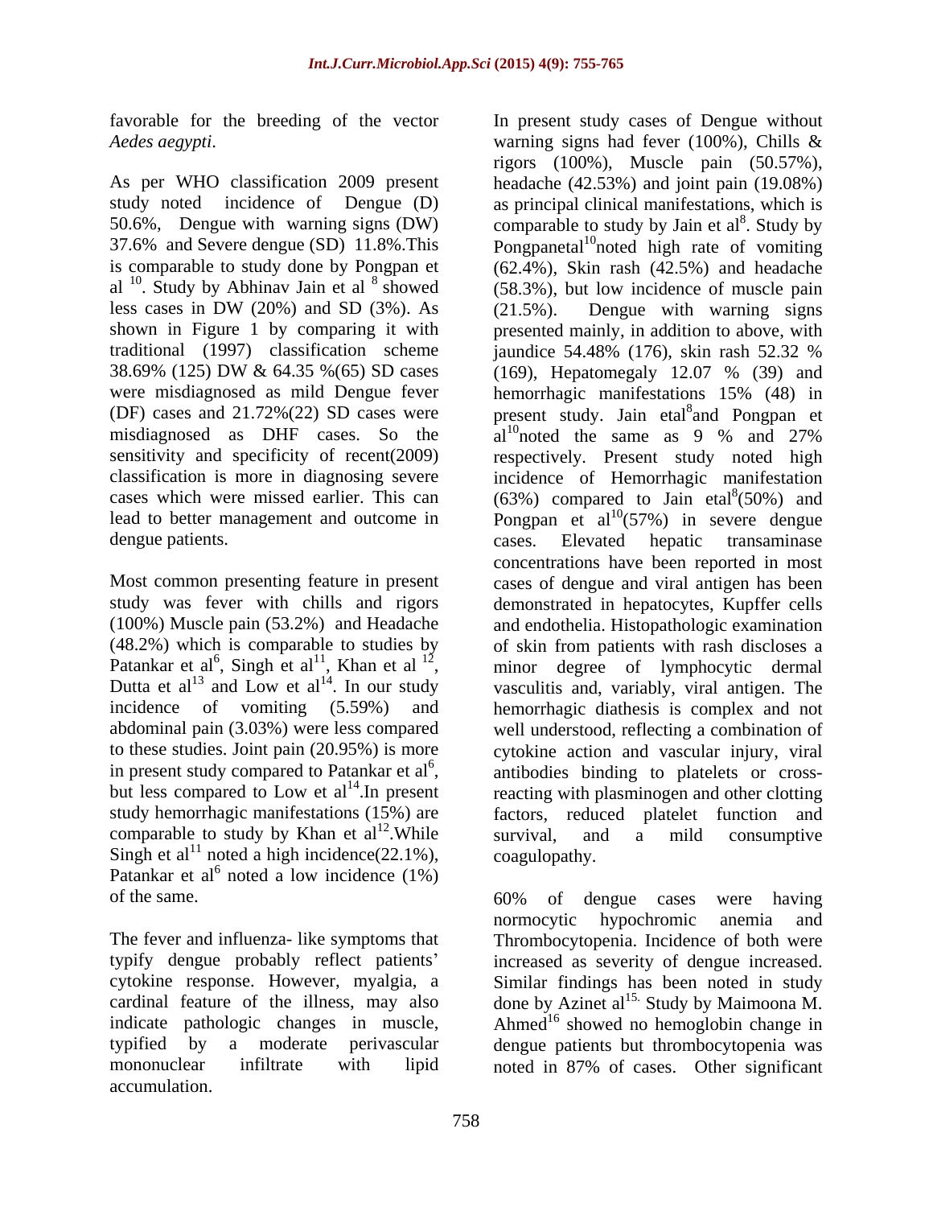favorable for the breeding of the vector *Aedes aegypti*.

As per WHO classification 2009 present study noted incidence of Dengue (D) 50.6%, Dengue with warning signs (DW) 37.6% and Severe dengue (SD) 11.8%.This is comparable to study done by Pongpan et al [10]. Study by Abhinav Jain et al [8] showed less cases in DW (20%) and SD (3%). As shown in Figure 1 by comparing it with traditional (1997) classification scheme 38.69% (125) DW & 64.35 %(65) SD cases were misdiagnosed as mild Dengue fever (DF) cases and 21.72%(22) SD cases were misdiagnosed as DHF cases. So the sensitivity and specificity of recent(2009) classification is more in diagnosing severe cases which were missed earlier. This can lead to better management and outcome in dengue patients.

Most common presenting feature in present study was fever with chills and rigors (100%) Muscle pain (53.2%) and Headache (48.2%) which is comparable to studies by Patankar et al[6], Singh et al[11], Khan et al [12], Dutta et al[13] and Low et al[14]. In our study incidence of vomiting (5.59%) and abdominal pain (3.03%) were less compared to these studies. Joint pain (20.95%) is more in present study compared to Patankar et al[6], but less compared to Low et al[14].In present study hemorrhagic manifestations (15%) are comparable to study by Khan et al[12].While Singh et al[11] noted a high incidence(22.1%), Patankar et al[6] noted a low incidence (1%) of the same.

The fever and influenza- like symptoms that typify dengue probably reflect patients' cytokine response. However, myalgia, a cardinal feature of the illness, may also indicate pathologic changes in muscle, typified by a moderate perivascular mononuclear infiltrate with lipid accumulation.

In present study cases of Dengue without warning signs had fever (100%), Chills & rigors (100%), Muscle pain (50.57%), headache (42.53%) and joint pain (19.08%) as principal clinical manifestations, which is comparable to study by Jain et al[8]. Study by Pongpanetal[10]noted high rate of vomiting (62.4%), Skin rash (42.5%) and headache (58.3%), but low incidence of muscle pain (21.5%). Dengue with warning signs presented mainly, in addition to above, with jaundice 54.48% (176), skin rash 52.32 % (169), Hepatomegaly 12.07 % (39) and hemorrhagic manifestations 15% (48) in present study. Jain etal[8]and Pongpan et al[10]noted the same as 9 % and 27% respectively. Present study noted high incidence of Hemorrhagic manifestation (63%) compared to Jain etal[8](50%) and Pongpan et al[10](57%) in severe dengue cases. Elevated hepatic transaminase concentrations have been reported in most cases of dengue and viral antigen has been demonstrated in hepatocytes, Kupffer cells and endothelia. Histopathologic examination of skin from patients with rash discloses a minor degree of lymphocytic dermal vasculitis and, variably, viral antigen. The hemorrhagic diathesis is complex and not well understood, reflecting a combination of cytokine action and vascular injury, viral antibodies binding to platelets or cross-reacting with plasminogen and other clotting factors, reduced platelet function and survival, and a mild consumptive coagulopathy.

60% of dengue cases were having normocytic hypochromic anemia and Thrombocytopenia. Incidence of both were increased as severity of dengue increased. Similar findings has been noted in study done by Azinet al[15.] Study by Maimoona M. Ahmed[16] showed no hemoglobin change in dengue patients but thrombocytopenia was noted in 87% of cases. Other significant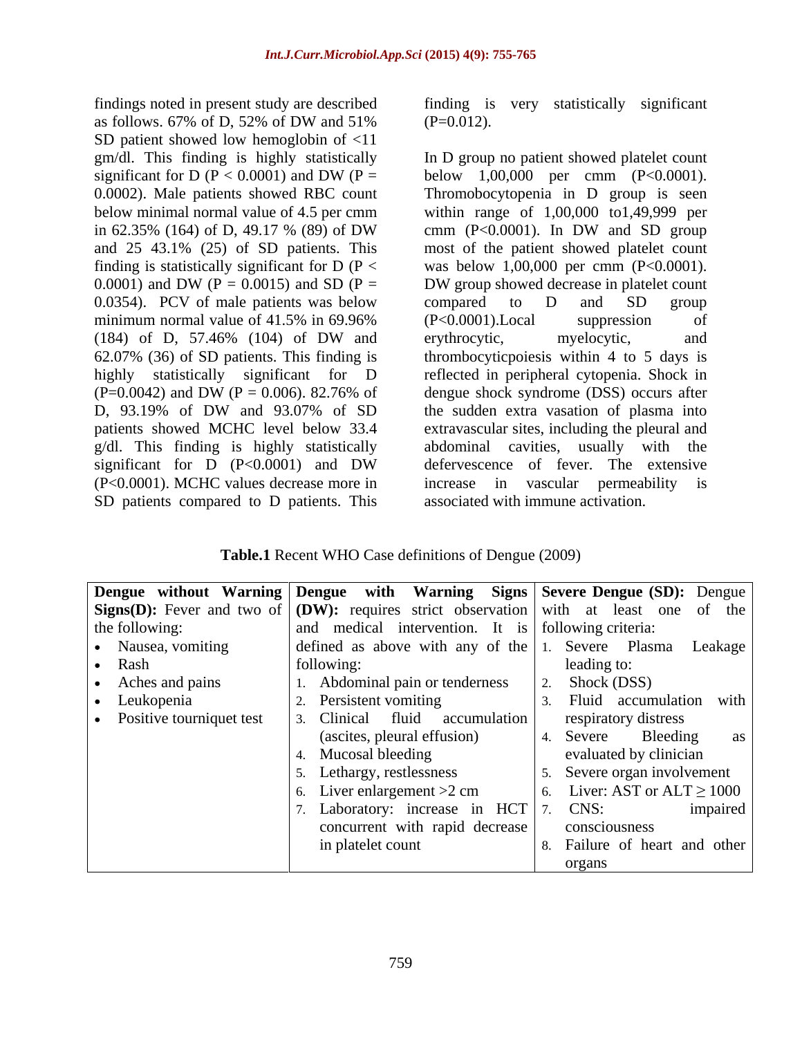findings noted in present study are described as follows. 67% of D, 52% of DW and 51% SD patient showed low hemoglobin of <11 gm/dl. This finding is highly statistically significant for D ($P < 0.0001$) and DW ($P = 0.0002$). Male patients showed RBC count below minimal normal value of 4.5 per cmm in 62.35% (164) of D, 49.17 % (89) of DW and 25 43.1% (25) of SD patients. This finding is statistically significant for D ($P < 0.0001$) and DW ($P = 0.0015$) and SD ($P = 0.0354$). PCV of male patients was below minimum normal value of 41.5% in 69.96% (184) of D, 57.46% (104) of DW and 62.07% (36) of SD patients. This finding is highly statistically significant for D ($P=0.0042$) and DW ($P = 0.006$). 82.76% of D, 93.19% of DW and 93.07% of SD patients showed MCHC level below 33.4 g/dl. This finding is highly statistically significant for D ($P<0.0001$) and DW ($P<0.0001$). MCHC values decrease more in SD patients compared to D patients. This finding is very statistically significant ($P=0.012$).

In D group no patient showed platelet count below 1,00,000 per cmm ($P<0.0001$). Thromobocytopenia in D group is seen within range of 1,00,000 to1,49,999 per cmm ($P<0.0001$). In DW and SD group most of the patient showed platelet count was below 1,00,000 per cmm ($P<0.0001$). DW group showed decrease in platelet count compared to D and SD group ($P<0.0001$).Local suppression of erythrocytic, myelocytic, and thrombocyticpoiesis within 4 to 5 days is reflected in peripheral cytopenia. Shock in dengue shock syndrome (DSS) occurs after the sudden extra vasation of plasma into extravascular sites, including the pleural and abdominal cavities, usually with the defervescence of fever. The extensive increase in vascular permeability is associated with immune activation.

**Table.1** Recent WHO Case definitions of Dengue (2009)

| **Dengue without Warning Signs(D):** Fever and two of the following: | **Dengue with Warning Signs (DW):** requires strict observation and medical intervention. It is defined as above with any of the following: | **Severe Dengue (SD):** Dengue with at least one of the following criteria: |
|---|---|---|
| • Nausea, vomiting<br>• Rash<br>• Aches and pains<br>• Leukopenia<br>• Positive tourniquet test | 1. Abdominal pain or tenderness<br>2. Persistent vomiting<br>3. Clinical fluid accumulation (ascites, pleural effusion)<br>4. Mucosal bleeding<br>5. Lethargy, restlessness<br>6. Liver enlargement >2 cm<br>7. Laboratory: increase in HCT concurrent with rapid decrease in platelet count | 1. Severe Plasma Leakage leading to:<br>2. Shock (DSS)<br>3. Fluid accumulation with respiratory distress<br>4. Severe Bleeding as evaluated by clinician<br>5. Severe organ involvement<br>6. Liver: AST or ALT ≥ 1000<br>7. CNS: impaired consciousness<br>8. Failure of heart and other organs |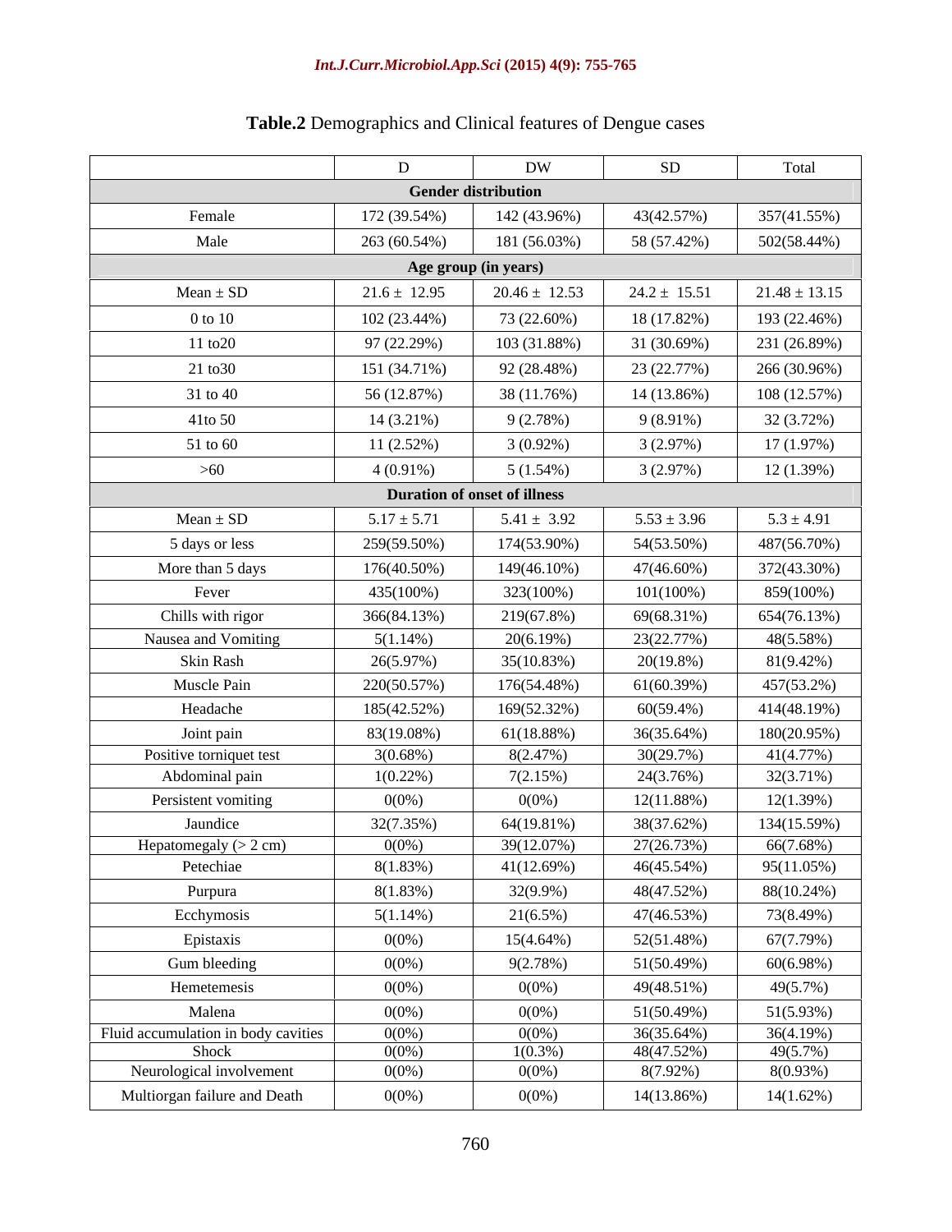**Table.2** Demographics and Clinical features of Dengue cases

| | D | DW | SD | Total |
|---|---|---|---|---|
| **Gender distribution** | | | | |
| Female | 172 (39.54%) | 142 (43.96%) | 43(42.57%) | 357(41.55%) |
| Male | 263 (60.54%) | 181 (56.03%) | 58 (57.42%) | 502(58.44%) |
| **Age group (in years)** | | | | |
| Mean ± SD | 21.6 ± 12.95 | 20.46 ± 12.53 | 24.2 ± 15.51 | 21.48 ± 13.15 |
| 0 to 10 | 102 (23.44%) | 73 (22.60%) | 18 (17.82%) | 193 (22.46%) |
| 11 to20 | 97 (22.29%) | 103 (31.88%) | 31 (30.69%) | 231 (26.89%) |
| 21 to30 | 151 (34.71%) | 92 (28.48%) | 23 (22.77%) | 266 (30.96%) |
| 31 to 40 | 56 (12.87%) | 38 (11.76%) | 14 (13.86%) | 108 (12.57%) |
| 41to 50 | 14 (3.21%) | 9 (2.78%) | 9 (8.91%) | 32 (3.72%) |
| 51 to 60 | 11 (2.52%) | 3 (0.92%) | 3 (2.97%) | 17 (1.97%) |
| >60 | 4 (0.91%) | 5 (1.54%) | 3 (2.97%) | 12 (1.39%) |
| **Duration of onset of illness** | | | | |
| Mean ± SD | 5.17 ± 5.71 | 5.41 ± 3.92 | 5.53 ± 3.96 | 5.3 ± 4.91 |
| 5 days or less | 259(59.50%) | 174(53.90%) | 54(53.50%) | 487(56.70%) |
| More than 5 days | 176(40.50%) | 149(46.10%) | 47(46.60%) | 372(43.30%) |
| Fever | 435(100%) | 323(100%) | 101(100%) | 859(100%) |
| Chills with rigor | 366(84.13%) | 219(67.8%) | 69(68.31%) | 654(76.13%) |
| Nausea and Vomiting | 5(1.14%) | 20(6.19%) | 23(22.77%) | 48(5.58%) |
| Skin Rash | 26(5.97%) | 35(10.83%) | 20(19.8%) | 81(9.42%) |
| Muscle Pain | 220(50.57%) | 176(54.48%) | 61(60.39%) | 457(53.2%) |
| Headache | 185(42.52%) | 169(52.32%) | 60(59.4%) | 414(48.19%) |
| Joint pain | 83(19.08%) | 61(18.88%) | 36(35.64%) | 180(20.95%) |
| Positive torniquet test | 3(0.68%) | 8(2.47%) | 30(29.7%) | 41(4.77%) |
| Abdominal pain | 1(0.22%) | 7(2.15%) | 24(3.76%) | 32(3.71%) |
| Persistent vomiting | 0(0%) | 0(0%) | 12(11.88%) | 12(1.39%) |
| Jaundice | 32(7.35%) | 64(19.81%) | 38(37.62%) | 134(15.59%) |
| Hepatomegaly (> 2 cm) | 0(0%) | 39(12.07%) | 27(26.73%) | 66(7.68%) |
| Petechiae | 8(1.83%) | 41(12.69%) | 46(45.54%) | 95(11.05%) |
| Purpura | 8(1.83%) | 32(9.9%) | 48(47.52%) | 88(10.24%) |
| Ecchymosis | 5(1.14%) | 21(6.5%) | 47(46.53%) | 73(8.49%) |
| Epistaxis | 0(0%) | 15(4.64%) | 52(51.48%) | 67(7.79%) |
| Gum bleeding | 0(0%) | 9(2.78%) | 51(50.49%) | 60(6.98%) |
| Hemetemesis | 0(0%) | 0(0%) | 49(48.51%) | 49(5.7%) |
| Malena | 0(0%) | 0(0%) | 51(50.49%) | 51(5.93%) |
| Fluid accumulation in body cavities | 0(0%) | 0(0%) | 36(35.64%) | 36(4.19%) |
| Shock | 0(0%) | 1(0.3%) | 48(47.52%) | 49(5.7%) |
| Neurological involvement | 0(0%) | 0(0%) | 8(7.92%) | 8(0.93%) |
| Multiorgan failure and Death | 0(0%) | 0(0%) | 14(13.86%) | 14(1.62%) |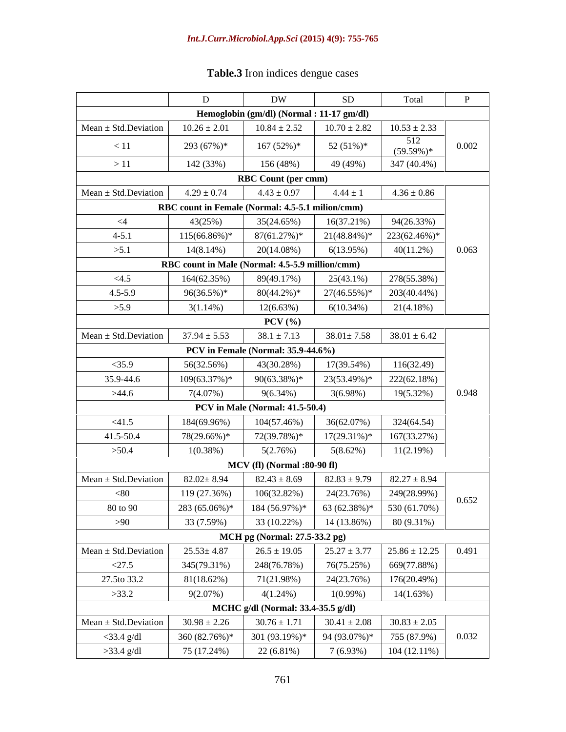**Table.3** Iron indices dengue cases

| | D | DW | SD | Total | P |
|---|---|---|---|---|---|
| **Hemoglobin (gm/dl) (Normal : 11-17 gm/dl)** | | | | | |
| Mean ± Std.Deviation | 10.26 ± 2.01 | 10.84 ± 2.52 | 10.70 ± 2.82 | 10.53 ± 2.33 | 0.002 |
| < 11 | 293 (67%)* | 167 (52%)* | 52 (51%)* | 512 (59.59%)* | |
| > 11 | 142 (33%) | 156 (48%) | 49 (49%) | 347 (40.4%) | |
| **RBC Count (per cmm)** | | | | | |
| Mean ± Std.Deviation | 4.29 ± 0.74 | 4.43 ± 0.97 | 4.44 ± 1 | 4.36 ± 0.86 | 0.063 |
| **RBC count in Female (Normal: 4.5-5.1 milion/cmm)** | | | | | |
| <4 | 43(25%) | 35(24.65%) | 16(37.21%) | 94(26.33%) | |
| 4-5.1 | 115(66.86%)* | 87(61.27%)* | 21(48.84%)* | 223(62.46%)* | |
| >5.1 | 14(8.14%) | 20(14.08%) | 6(13.95%) | 40(11.2%) | |
| **RBC count in Male (Normal: 4.5-5.9 million/cmm)** | | | | | |
| <4.5 | 164(62.35%) | 89(49.17%) | 25(43.1%) | 278(55.38%) | |
| 4.5-5.9 | 96(36.5%)* | 80(44.2%)* | 27(46.55%)* | 203(40.44%) | |
| >5.9 | 3(1.14%) | 12(6.63%) | 6(10.34%) | 21(4.18%) | |
| **PCV (%)** | | | | | |
| Mean ± Std.Deviation | 37.94 ± 5.53 | 38.1 ± 7.13 | 38.01± 7.58 | 38.01 ± 6.42 | 0.948 |
| **PCV in Female (Normal: 35.9-44.6%)** | | | | | |
| <35.9 | 56(32.56%) | 43(30.28%) | 17(39.54%) | 116(32.49) | |
| 35.9-44.6 | 109(63.37%)* | 90(63.38%)* | 23(53.49%)* | 222(62.18%) | |
| >44.6 | 7(4.07%) | 9(6.34%) | 3(6.98%) | 19(5.32%) | |
| **PCV in Male (Normal: 41.5-50.4)** | | | | | |
| <41.5 | 184(69.96%) | 104(57.46%) | 36(62.07%) | 324(64.54) | |
| 41.5-50.4 | 78(29.66%)* | 72(39.78%)* | 17(29.31%)* | 167(33.27%) | |
| >50.4 | 1(0.38%) | 5(2.76%) | 5(8.62%) | 11(2.19%) | |
| **MCV (fl) (Normal :80-90 fl)** | | | | | |
| Mean ± Std.Deviation | 82.02± 8.94 | 82.43 ± 8.69 | 82.83 ± 9.79 | 82.27 ± 8.94 | 0.652 |
| <80 | 119 (27.36%) | 106(32.82%) | 24(23.76%) | 249(28.99%) | |
| 80 to 90 | 283 (65.06%)* | 184 (56.97%)* | 63 (62.38%)* | 530 (61.70%) | |
| >90 | 33 (7.59%) | 33 (10.22%) | 14 (13.86%) | 80 (9.31%) | |
| **MCH pg (Normal: 27.5-33.2 pg)** | | | | | |
| Mean ± Std.Deviation | 25.53± 4.87 | 26.5 ± 19.05 | 25.27 ± 3.77 | 25.86 ± 12.25 | 0.491 |
| <27.5 | 345(79.31%) | 248(76.78%) | 76(75.25%) | 669(77.88%) | |
| 27.5to 33.2 | 81(18.62%) | 71(21.98%) | 24(23.76%) | 176(20.49%) | |
| >33.2 | 9(2.07%) | 4(1.24%) | 1(0.99%) | 14(1.63%) | |
| **MCHC g/dl (Normal: 33.4-35.5 g/dl)** | | | | | |
| Mean ± Std.Deviation | 30.98 ± 2.26 | 30.76 ± 1.71 | 30.41 ± 2.08 | 30.83 ± 2.05 | 0.032 |
| <33.4 g/dl | 360 (82.76%)* | 301 (93.19%)* | 94 (93.07%)* | 755 (87.9%) | |
| >33.4 g/dl | 75 (17.24%) | 22 (6.81%) | 7 (6.93%) | 104 (12.11%) | |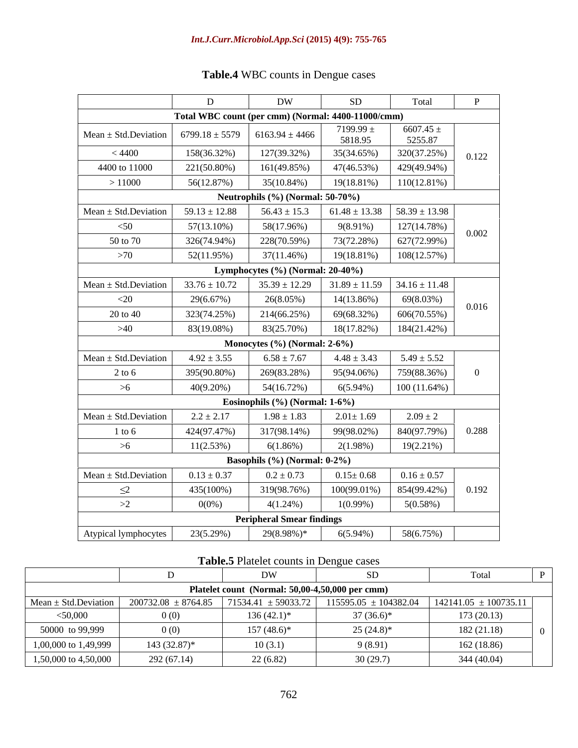**Table.4** WBC counts in Dengue cases

| | D | DW | SD | Total | P |
|---|---|---|---|---|---|
| **Total WBC count (per cmm) (Normal: 4400-11000/cmm)** | | | | | |
| Mean ± Std.Deviation | 6799.18 ± 5579 | 6163.94 ± 4466 | 7199.99 ± 5818.95 | 6607.45 ± 5255.87 | 0.122 |
| < 4400 | 158(36.32%) | 127(39.32%) | 35(34.65%) | 320(37.25%) | |
| 4400 to 11000 | 221(50.80%) | 161(49.85%) | 47(46.53%) | 429(49.94%) | |
| > 11000 | 56(12.87%) | 35(10.84%) | 19(18.81%) | 110(12.81%) | |
| **Neutrophils (%) (Normal: 50-70%)** | | | | | |
| Mean ± Std.Deviation | 59.13 ± 12.88 | 56.43 ± 15.3 | 61.48 ± 13.38 | 58.39 ± 13.98 | 0.002 |
| <50 | 57(13.10%) | 58(17.96%) | 9(8.91%) | 127(14.78%) | |
| 50 to 70 | 326(74.94%) | 228(70.59%) | 73(72.28%) | 627(72.99%) | |
| >70 | 52(11.95%) | 37(11.46%) | 19(18.81%) | 108(12.57%) | |
| **Lymphocytes (%) (Normal: 20-40%)** | | | | | |
| Mean ± Std.Deviation | 33.76 ± 10.72 | 35.39 ± 12.29 | 31.89 ± 11.59 | 34.16 ± 11.48 | 0.016 |
| <20 | 29(6.67%) | 26(8.05%) | 14(13.86%) | 69(8.03%) | |
| 20 to 40 | 323(74.25%) | 214(66.25%) | 69(68.32%) | 606(70.55%) | |
| >40 | 83(19.08%) | 83(25.70%) | 18(17.82%) | 184(21.42%) | |
| **Monocytes (%) (Normal: 2-6%)** | | | | | |
| Mean ± Std.Deviation | 4.92 ± 3.55 | 6.58 ± 7.67 | 4.48 ± 3.43 | 5.49 ± 5.52 | 0 |
| 2 to 6 | 395(90.80%) | 269(83.28%) | 95(94.06%) | 759(88.36%) | |
| >6 | 40(9.20%) | 54(16.72%) | 6(5.94%) | 100 (11.64%) | |
| **Eosinophils (%) (Normal: 1-6%)** | | | | | |
| Mean ± Std.Deviation | 2.2 ± 2.17 | 1.98 ± 1.83 | 2.01± 1.69 | 2.09 ± 2 | 0.288 |
| 1 to 6 | 424(97.47%) | 317(98.14%) | 99(98.02%) | 840(97.79%) | |
| >6 | 11(2.53%) | 6(1.86%) | 2(1.98%) | 19(2.21%) | |
| **Basophils (%) (Normal: 0-2%)** | | | | | |
| Mean ± Std.Deviation | 0.13 ± 0.37 | 0.2 ± 0.73 | 0.15± 0.68 | 0.16 ± 0.57 | 0.192 |
| ≤2 | 435(100%) | 319(98.76%) | 100(99.01%) | 854(99.42%) | |
| >2 | 0(0%) | 4(1.24%) | 1(0.99%) | 5(0.58%) | |
| **Peripheral Smear findings** | | | | | |
| Atypical lymphocytes | 23(5.29%) | 29(8.98%)* | 6(5.94%) | 58(6.75%) | |

**Table.5** Platelet counts in Dengue cases

| | D | DW | SD | Total | P |
|---|---|---|---|---|---|
| **Platelet count (Normal: 50,00-4,50,000 per cmm)** | | | | | |
| Mean ± Std.Deviation | 200732.08 ± 8764.85 | 71534.41 ± 59033.72 | 115595.05 ± 104382.04 | 142141.05 ± 100735.11 | 0 |
| <50,000 | 0 (0) | 136 (42.1)* | 37 (36.6)* | 173 (20.13) | |
| 50000 to 99,999 | 0 (0) | 157 (48.6)* | 25 (24.8)* | 182 (21.18) | |
| 1,00,000 to 1,49,999 | 143 (32.87)* | 10 (3.1) | 9 (8.91) | 162 (18.86) | |
| 1,50,000 to 4,50,000 | 292 (67.14) | 22 (6.82) | 30 (29.7) | 344 (40.04) | |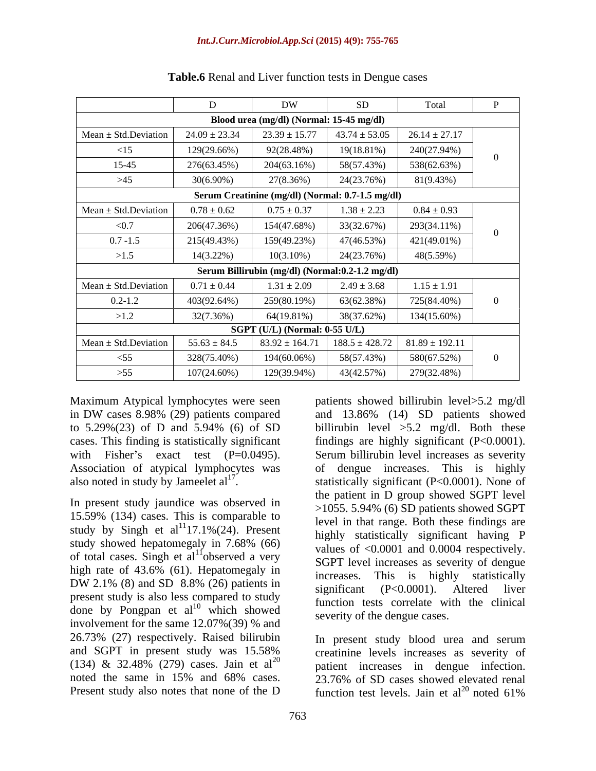**Table.6** Renal and Liver function tests in Dengue cases

| | D | DW | SD | Total | P |
|---|---|---|---|---|---|
| **Blood urea (mg/dl) (Normal: 15-45 mg/dl)** | | | | | |
| Mean ± Std.Deviation | 24.09 ± 23.34 | 23.39 ± 15.77 | 43.74 ± 53.05 | 26.14 ± 27.17 | 0 |
| <15 | 129(29.66%) | 92(28.48%) | 19(18.81%) | 240(27.94%) | |
| 15-45 | 276(63.45%) | 204(63.16%) | 58(57.43%) | 538(62.63%) | |
| >45 | 30(6.90%) | 27(8.36%) | 24(23.76%) | 81(9.43%) | |
| **Serum Creatinine (mg/dl) (Normal: 0.7-1.5 mg/dl)** | | | | | |
| Mean ± Std.Deviation | 0.78 ± 0.62 | 0.75 ± 0.37 | 1.38 ± 2.23 | 0.84 ± 0.93 | 0 |
| <0.7 | 206(47.36%) | 154(47.68%) | 33(32.67%) | 293(34.11%) | |
| 0.7 -1.5 | 215(49.43%) | 159(49.23%) | 47(46.53%) | 421(49.01%) | |
| >1.5 | 14(3.22%) | 10(3.10%) | 24(23.76%) | 48(5.59%) | |
| **Serum Billirubin (mg/dl) (Normal:0.2-1.2 mg/dl)** | | | | | |
| Mean ± Std.Deviation | 0.71 ± 0.44 | 1.31 ± 2.09 | 2.49 ± 3.68 | 1.15 ± 1.91 | 0 |
| 0.2-1.2 | 403(92.64%) | 259(80.19%) | 63(62.38%) | 725(84.40%) | |
| >1.2 | 32(7.36%) | 64(19.81%) | 38(37.62%) | 134(15.60%) | |
| **SGPT (U/L) (Normal: 0-55 U/L)** | | | | | |
| Mean ± Std.Deviation | 55.63 ± 84.5 | 83.92 ± 164.71 | 188.5 ± 428.72 | 81.89 ± 192.11 | 0 |
| <55 | 328(75.40%) | 194(60.06%) | 58(57.43%) | 580(67.52%) | |
| >55 | 107(24.60%) | 129(39.94%) | 43(42.57%) | 279(32.48%) | |

Maximum Atypical lymphocytes were seen in DW cases 8.98% (29) patients compared to 5.29%(23) of D and 5.94% (6) of SD cases. This finding is statistically significant with Fisher's exact test (P=0.0495). Association of atypical lymphocytes was also noted in study by Jameelet al[17].

In present study jaundice was observed in 15.59% (134) cases. This is comparable to study by Singh et al[11]17.1%(24). Present study showed hepatomegaly in 7.68% (66) of total cases. Singh et al[11]observed a very high rate of 43.6% (61). Hepatomegaly in DW 2.1% (8) and SD 8.8% (26) patients in present study is also less compared to study done by Pongpan et al[10] which showed involvement for the same 12.07%(39) % and 26.73% (27) respectively. Raised billirubin and SGPT in present study was 15.58% (134) & 32.48% (279) cases. Jain et al[20] noted the same in 15% and 68% cases. Present study also notes that none of the D patients showed billirubin level>5.2 mg/dl and 13.86% (14) SD patients showed billirubin level >5.2 mg/dl. Both these findings are highly significant (P<0.0001). Serum billirubin level increases as severity of dengue increases. This is highly statistically significant (P<0.0001). None of the patient in D group showed SGPT level >1055. 5.94% (6) SD patients showed SGPT level in that range. Both these findings are highly statistically significant having P values of <0.0001 and 0.0004 respectively. SGPT level increases as severity of dengue increases. This is highly statistically significant (P<0.0001). Altered liver function tests correlate with the clinical severity of the dengue cases.

In present study blood urea and serum creatinine levels increases as severity of patient increases in dengue infection. 23.76% of SD cases showed elevated renal function test levels. Jain et al[20] noted 61%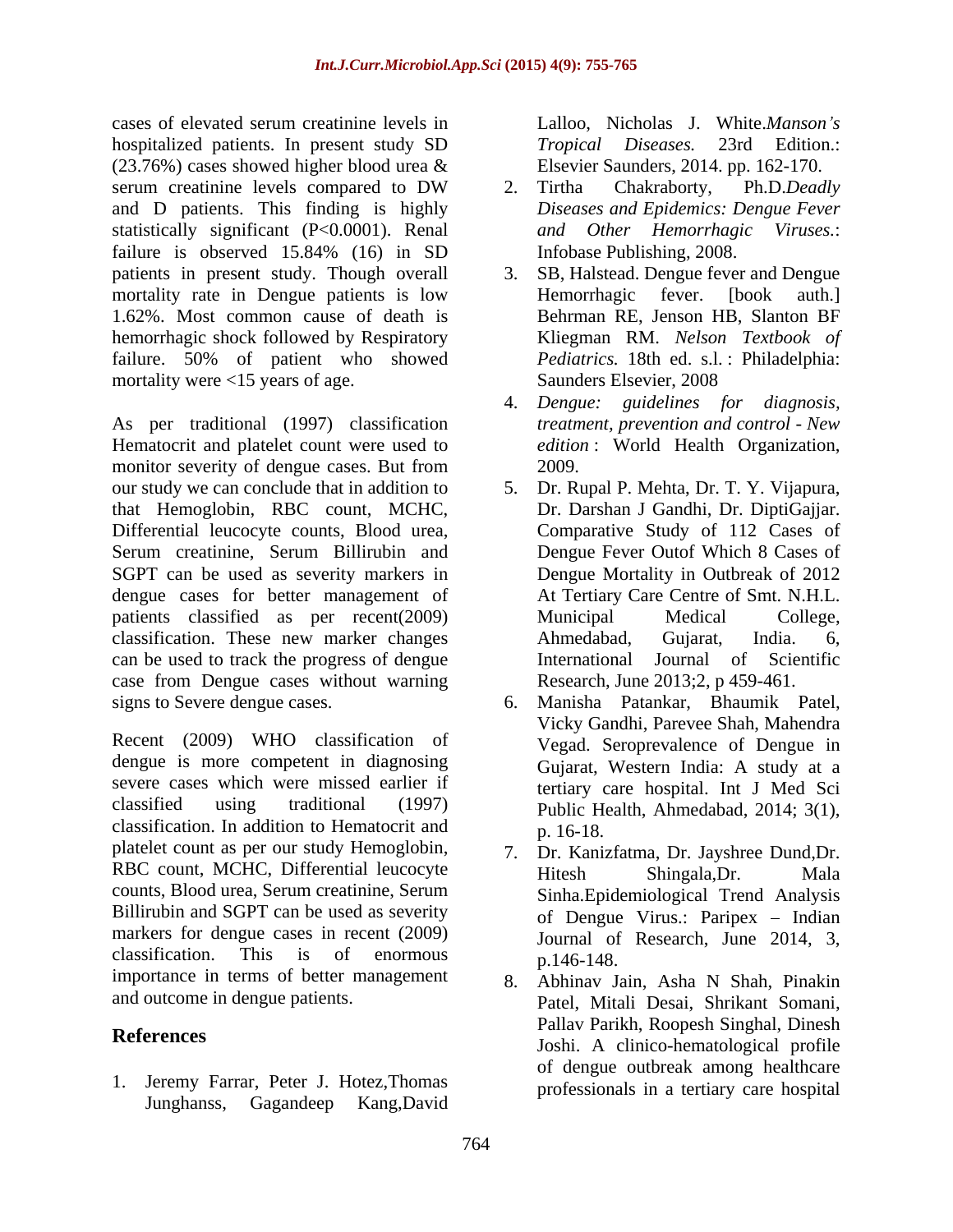cases of elevated serum creatinine levels in hospitalized patients. In present study SD (23.76%) cases showed higher blood urea & serum creatinine levels compared to DW and D patients. This finding is highly statistically significant (P<0.0001). Renal failure is observed 15.84% (16) in SD patients in present study. Though overall mortality rate in Dengue patients is low 1.62%. Most common cause of death is hemorrhagic shock followed by Respiratory failure. 50% of patient who showed mortality were <15 years of age.

As per traditional (1997) classification Hematocrit and platelet count were used to monitor severity of dengue cases. But from our study we can conclude that in addition to that Hemoglobin, RBC count, MCHC, Differential leucocyte counts, Blood urea, Serum creatinine, Serum Billirubin and SGPT can be used as severity markers in dengue cases for better management of patients classified as per recent(2009) classification. These new marker changes can be used to track the progress of dengue case from Dengue cases without warning signs to Severe dengue cases.

Recent (2009) WHO classification of dengue is more competent in diagnosing severe cases which were missed earlier if classified using traditional (1997) classification. In addition to Hematocrit and platelet count as per our study Hemoglobin, RBC count, MCHC, Differential leucocyte counts, Blood urea, Serum creatinine, Serum Billirubin and SGPT can be used as severity markers for dengue cases in recent (2009) classification. This is of enormous importance in terms of better management and outcome in dengue patients.

## References

1. Jeremy Farrar, Peter J. Hotez,Thomas Junghanss, Gagandeep Kang,David Lalloo, Nicholas J. White.*Manson's Tropical Diseases.* 23rd Edition.: Elsevier Saunders, 2014. pp. 162-170.
2. Tirtha Chakraborty, Ph.D.*Deadly Diseases and Epidemics: Dengue Fever and Other Hemorrhagic Viruses.*: Infobase Publishing, 2008.
3. SB, Halstead. Dengue fever and Dengue Hemorrhagic fever. [book auth.] Behrman RE, Jenson HB, Slanton BF Kliegman RM. *Nelson Textbook of Pediatrics.* 18th ed. s.l. : Philadelphia: Saunders Elsevier, 2008
4. *Dengue: guidelines for diagnosis, treatment, prevention and control - New edition* : World Health Organization, 2009.
5. Dr. Rupal P. Mehta, Dr. T. Y. Vijapura, Dr. Darshan J Gandhi, Dr. DiptiGajjar. Comparative Study of 112 Cases of Dengue Fever Outof Which 8 Cases of Dengue Mortality in Outbreak of 2012 At Tertiary Care Centre of Smt. N.H.L. Municipal Medical College, Ahmedabad, Gujarat, India. 6, International Journal of Scientific Research, June 2013;2, p 459-461.
6. Manisha Patankar, Bhaumik Patel, Vicky Gandhi, Parevee Shah, Mahendra Vegad. Seroprevalence of Dengue in Gujarat, Western India: A study at a tertiary care hospital. Int J Med Sci Public Health, Ahmedabad, 2014; 3(1), p. 16-18.
7. Dr. Kanizfatma, Dr. Jayshree Dund,Dr. Hitesh Shingala,Dr. Mala Sinha.Epidemiological Trend Analysis of Dengue Virus.: Paripex – Indian Journal of Research, June 2014, 3, p.146-148.
8. Abhinav Jain, Asha N Shah, Pinakin Patel, Mitali Desai, Shrikant Somani, Pallav Parikh, Roopesh Singhal, Dinesh Joshi. A clinico-hematological profile of dengue outbreak among healthcare professionals in a tertiary care hospital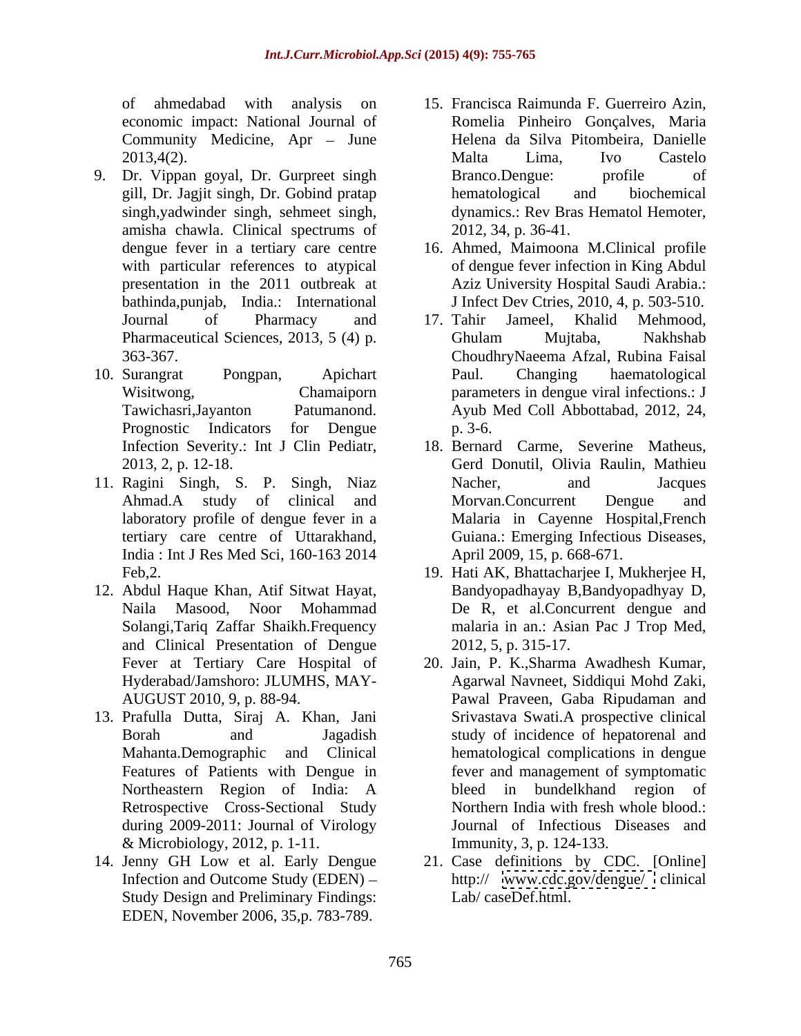of ahmedabad with analysis on economic impact: National Journal of Community Medicine, Apr – June 2013,4(2).

9. Dr. Vippan goyal, Dr. Gurpreet singh gill, Dr. Jagjit singh, Dr. Gobind pratap singh,yadwinder singh, sehmeet singh, amisha chawla. Clinical spectrums of dengue fever in a tertiary care centre with particular references to atypical presentation in the 2011 outbreak at bathinda,punjab, India.: International Journal of Pharmacy and Pharmaceutical Sciences, 2013, 5 (4) p. 363-367.
10. Surangrat Pongpan, Apichart Wisitwong, Chamaiporn Tawichasri,Jayanton Patumanond. Prognostic Indicators for Dengue Infection Severity.: Int J Clin Pediatr, 2013, 2, p. 12-18.
11. Ragini Singh, S. P. Singh, Niaz Ahmad.A study of clinical and laboratory profile of dengue fever in a tertiary care centre of Uttarakhand, India : Int J Res Med Sci, 160-163 2014 Feb,2.
12. Abdul Haque Khan, Atif Sitwat Hayat, Naila Masood, Noor Mohammad Solangi,Tariq Zaffar Shaikh.Frequency and Clinical Presentation of Dengue Fever at Tertiary Care Hospital of Hyderabad/Jamshoro: JLUMHS, MAY-AUGUST 2010, 9, p. 88-94.
13. Prafulla Dutta, Siraj A. Khan, Jani Borah and Jagadish Mahanta.Demographic and Clinical Features of Patients with Dengue in Northeastern Region of India: A Retrospective Cross-Sectional Study during 2009-2011: Journal of Virology & Microbiology, 2012, p. 1-11.
14. Jenny GH Low et al. Early Dengue Infection and Outcome Study (EDEN) – Study Design and Preliminary Findings: EDEN, November 2006, 35,p. 783-789.
15. Francisca Raimunda F. Guerreiro Azin, Romelia Pinheiro Gonçalves, Maria Helena da Silva Pitombeira, Danielle Malta Lima, Ivo Castelo Branco.Dengue: profile of hematological and biochemical dynamics.: Rev Bras Hematol Hemoter, 2012, 34, p. 36-41.
16. Ahmed, Maimoona M.Clinical profile of dengue fever infection in King Abdul Aziz University Hospital Saudi Arabia.: J Infect Dev Ctries, 2010, 4, p. 503-510.
17. Tahir Jameel, Khalid Mehmood, Ghulam Mujtaba, Nakhshab ChoudhryNaeema Afzal, Rubina Faisal Paul. Changing haematological parameters in dengue viral infections.: J Ayub Med Coll Abbottabad, 2012, 24, p. 3-6.
18. Bernard Carme, Severine Matheus, Gerd Donutil, Olivia Raulin, Mathieu Nacher, and Jacques Morvan.Concurrent Dengue and Malaria in Cayenne Hospital,French Guiana.: Emerging Infectious Diseases, April 2009, 15, p. 668-671.
19. Hati AK, Bhattacharjee I, Mukherjee H, Bandyopadhayay B,Bandyopadhyay D, De R, et al.Concurrent dengue and malaria in an.: Asian Pac J Trop Med, 2012, 5, p. 315-17.
20. Jain, P. K.,Sharma Awadhesh Kumar, Agarwal Navneet, Siddiqui Mohd Zaki, Pawal Praveen, Gaba Ripudaman and Srivastava Swati.A prospective clinical study of incidence of hepatorenal and hematological complications in dengue fever and management of symptomatic bleed in bundelkhand region of Northern India with fresh whole blood.: Journal of Infectious Diseases and Immunity, 3, p. 124-133.
21. Case definitions by CDC. [Online] http:// www.cdc.gov/dengue/ clinical Lab/ caseDef.html.